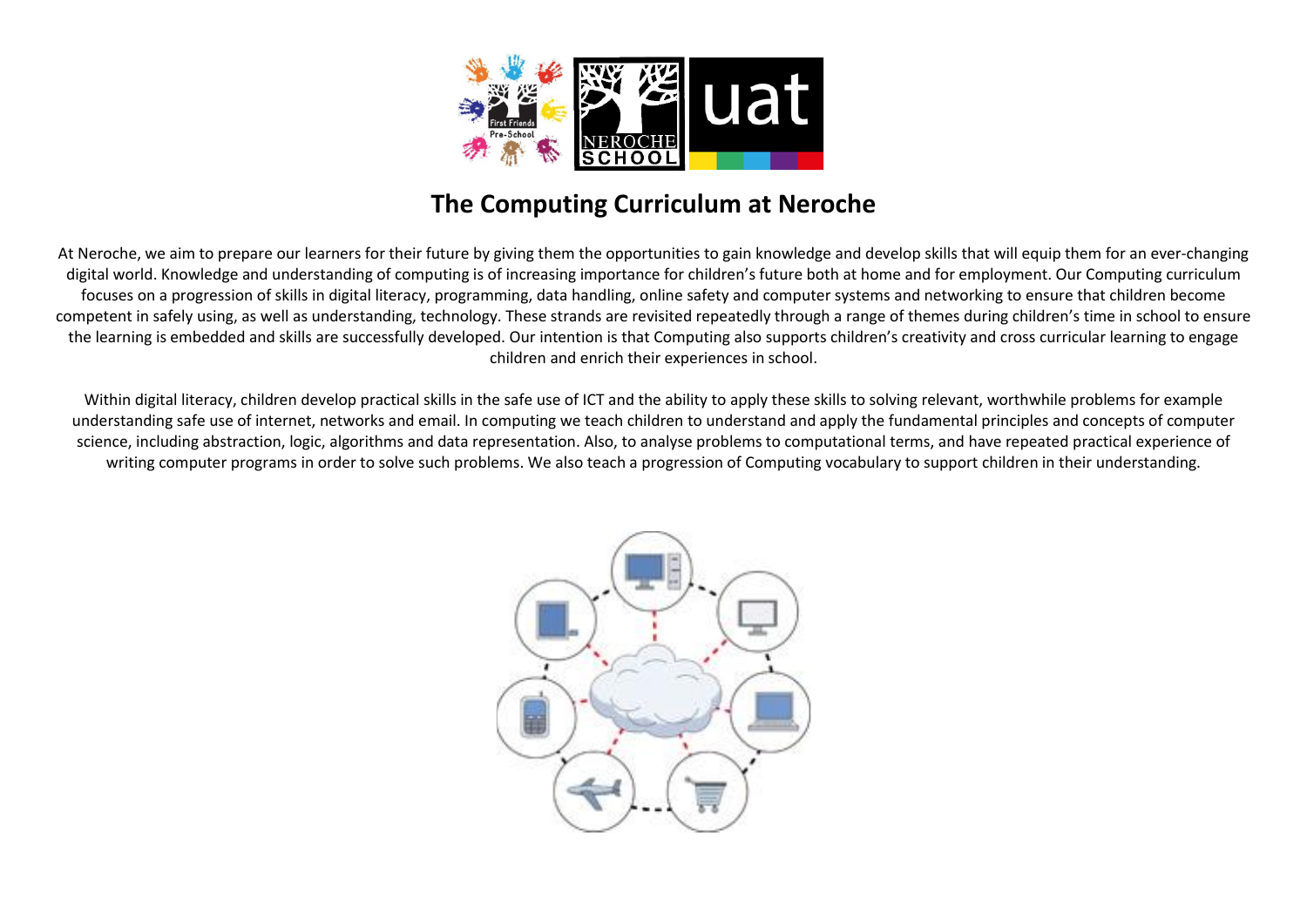# The Computing Curriculum at Neroche

At Neroche, we aim to prepare our learners for their future by giving them the opportunities to gain knowledge and develop skills that will equip them for an ever-changing digital world. Knowledge and understanding of computing is of increasing importance for children's future both at home and for employment. Our Computing curriculum focuses on a progression of skills in digital literacy, programming, data handling, online safety and computer systems and networking to ensure that children become competent in safely using, as well as understanding, technology. These strands are revisited repeatedly through a range of themes during children's time in school to ensure the learning is embedded and skills are successfully developed. Our intention is that Computing also supports children's creativity and cross curricular learning to engage children and enrich their experiences in school.

Within digital literacy, children develop practical skills in the safe use of ICT and the ability to apply these skills to solving relevant, worthwhile problems for example understanding safe use of internet, networks and email. In computing we teach children to understand and apply the fundamental principles and concepts of computer science, including abstraction, logic, algorithms and data representation. Also, to analyse problems to computational terms, and have repeated practical experience of writing computer programs in order to solve such problems. We also teach a progression of Computing vocabulary to support children in their understanding.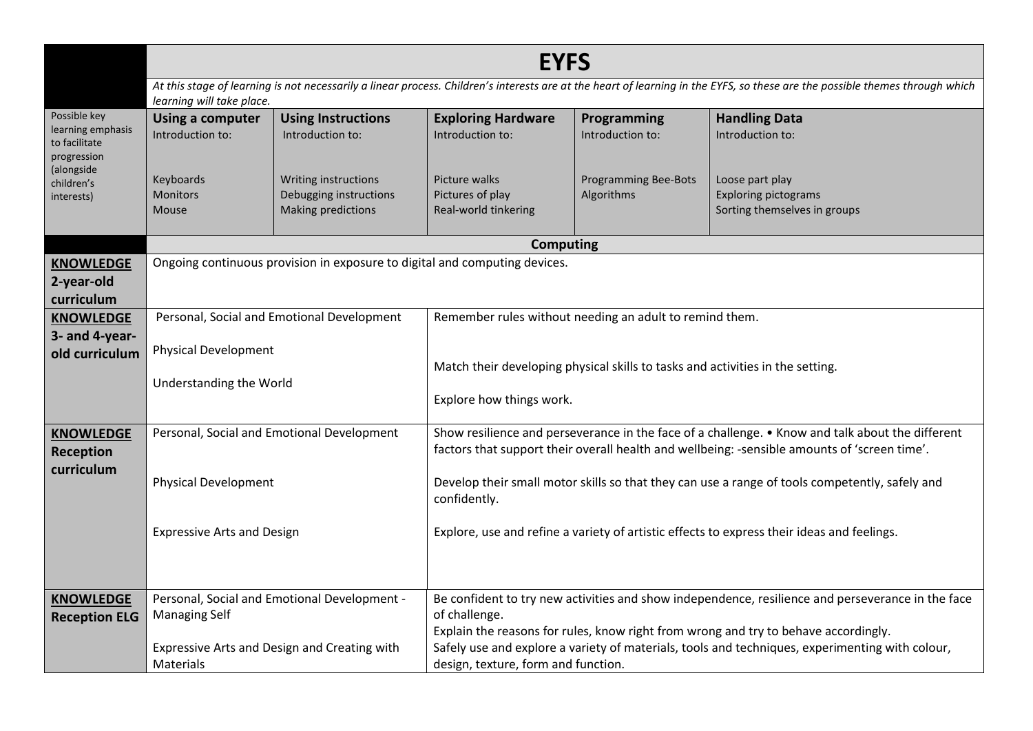| | EYFS | | | | |
|---|---|---|---|---|---|
| | *At this stage of learning is not necessarily a linear process. Children's interests are at the heart of learning in the EYFS, so these are the possible themes through which learning will take place.* | | | | |
| Possible key learning emphasis to facilitate progression (alongside children's interests) | **Using a computer**<br>Introduction to:<br><br>Keyboards<br>Monitors<br>Mouse | **Using Instructions**<br>Introduction to:<br><br>Writing instructions<br>Debugging instructions<br>Making predictions | **Exploring Hardware**<br>Introduction to:<br><br>Picture walks<br>Pictures of play<br>Real-world tinkering | **Programming**<br>Introduction to:<br><br>Programming Bee-Bots<br>Algorithms | **Handling Data**<br>Introduction to:<br><br>Loose part play<br>Exploring pictograms<br>Sorting themselves in groups |

| | Computing | |
|---|---|---|
| **KNOWLEDGE 2-year-old curriculum** | Ongoing continuous provision in exposure to digital and computing devices. | |
| **KNOWLEDGE 3- and 4-year-old curriculum** | Personal, Social and Emotional Development<br><br>Physical Development<br><br>Understanding the World | Remember rules without needing an adult to remind them.<br><br>Match their developing physical skills to tasks and activities in the setting.<br><br>Explore how things work. |
| **KNOWLEDGE Reception curriculum** | Personal, Social and Emotional Development<br><br>Physical Development<br><br>Expressive Arts and Design | Show resilience and perseverance in the face of a challenge. • Know and talk about the different factors that support their overall health and wellbeing: -sensible amounts of 'screen time'.<br><br>Develop their small motor skills so that they can use a range of tools competently, safely and confidently.<br><br>Explore, use and refine a variety of artistic effects to express their ideas and feelings. |
| **KNOWLEDGE Reception ELG** | Personal, Social and Emotional Development - Managing Self<br><br>Expressive Arts and Design and Creating with Materials | Be confident to try new activities and show independence, resilience and perseverance in the face of challenge.<br>Explain the reasons for rules, know right from wrong and try to behave accordingly.<br>Safely use and explore a variety of materials, tools and techniques, experimenting with colour, design, texture, form and function. |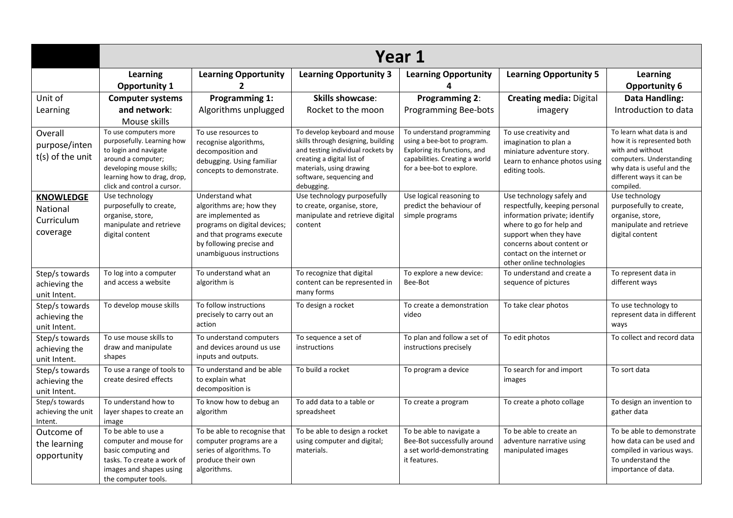| | Year 1 | | | | | |
|---|---|---|---|---|---|---|
| | **Learning Opportunity 1** | **Learning Opportunity 2** | **Learning Opportunity 3** | **Learning Opportunity 4** | **Learning Opportunity 5** | **Learning Opportunity 6** |
| Unit of Learning | **Computer systems and network**: Mouse skills | **Programming 1:** Algorithms unplugged | **Skills showcase**: Rocket to the moon | **Programming 2**: Programming Bee-bots | **Creating media:** Digital imagery | **Data Handling:** Introduction to data |
| Overall purpose/intent(s) of the unit | To use computers more purposefully. Learning how to login and navigate around a computer; developing mouse skills; learning how to drag, drop, click and control a cursor. | To use resources to recognise algorithms, decomposition and debugging. Using familiar concepts to demonstrate. | To develop keyboard and mouse skills through designing, building and testing individual rockets by creating a digital list of materials, using drawing software, sequencing and debugging. | To understand programming using a bee-bot to program. Exploring its functions, and capabilities. Creating a world for a bee-bot to explore. | To use creativity and imagination to plan a miniature adventure story. Learn to enhance photos using editing tools. | To learn what data is and how it is represented both with and without computers. Understanding why data is useful and the different ways it can be compiled. |
| **KNOWLEDGE** National Curriculum coverage | Use technology purposefully to create, organise, store, manipulate and retrieve digital content | Understand what algorithms are; how they are implemented as programs on digital devices; and that programs execute by following precise and unambiguous instructions | Use technology purposefully to create, organise, store, manipulate and retrieve digital content | Use logical reasoning to predict the behaviour of simple programs | Use technology safely and respectfully, keeping personal information private; identify where to go for help and support when they have concerns about content or contact on the internet or other online technologies | Use technology purposefully to create, organise, store, manipulate and retrieve digital content |
| Step/s towards achieving the unit Intent. | To log into a computer and access a website | To understand what an algorithm is | To recognize that digital content can be represented in many forms | To explore a new device: Bee-Bot | To understand and create a sequence of pictures | To represent data in different ways |
| Step/s towards achieving the unit Intent. | To develop mouse skills | To follow instructions precisely to carry out an action | To design a rocket | To create a demonstration video | To take clear photos | To use technology to represent data in different ways |
| Step/s towards achieving the unit Intent. | To use mouse skills to draw and manipulate shapes | To understand computers and devices around us use inputs and outputs. | To sequence a set of instructions | To plan and follow a set of instructions precisely | To edit photos | To collect and record data |
| Step/s towards achieving the unit Intent. | To use a range of tools to create desired effects | To understand and be able to explain what decomposition is | To build a rocket | To program a device | To search for and import images | To sort data |
| Step/s towards achieving the unit Intent. | To understand how to layer shapes to create an image | To know how to debug an algorithm | To add data to a table or spreadsheet | To create a program | To create a photo collage | To design an invention to gather data |
| Outcome of the learning opportunity | To be able to use a computer and mouse for basic computing and tasks. To create a work of images and shapes using the computer tools. | To be able to recognise that computer programs are a series of algorithms. To produce their own algorithms. | To be able to design a rocket using computer and digital; materials. | To be able to navigate a Bee-Bot successfully around a set world-demonstrating it features. | To be able to create an adventure narrative using manipulated images | To be able to demonstrate how data can be used and compiled in various ways. To understand the importance of data. |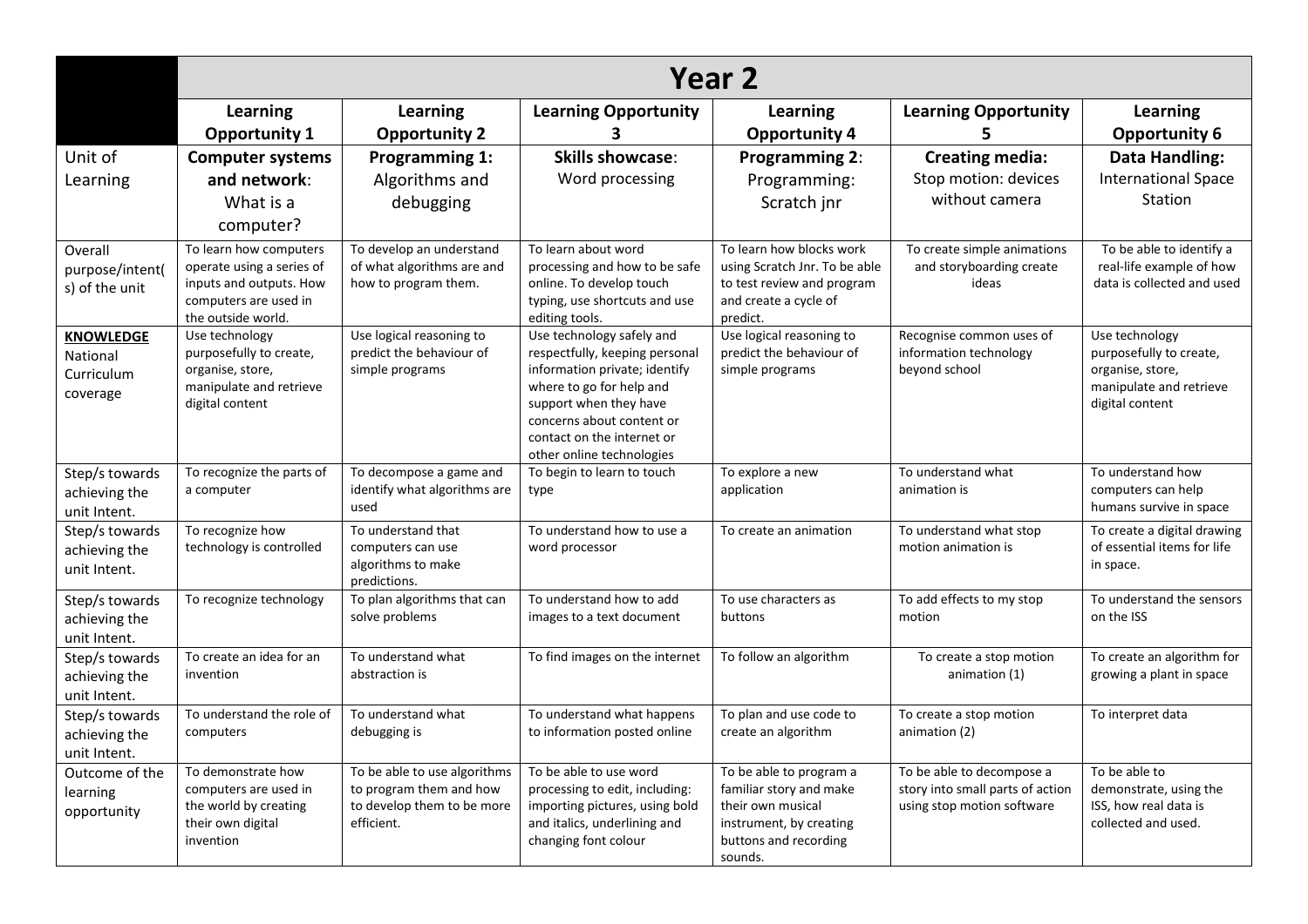| | Year 2 | | | | | |
|---|---|---|---|---|---|---|
| | **Learning Opportunity 1** | **Learning Opportunity 2** | **Learning Opportunity 3** | **Learning Opportunity 4** | **Learning Opportunity 5** | **Learning Opportunity 6** |
| Unit of Learning | **Computer systems and network**: What is a computer? | **Programming 1:** Algorithms and debugging | **Skills showcase**: Word processing | **Programming 2**: Programming: Scratch jnr | **Creating media:** Stop motion: devices without camera | **Data Handling:** International Space Station |
| Overall purpose/intent(s) of the unit | To learn how computers operate using a series of inputs and outputs. How computers are used in the outside world. | To develop an understand of what algorithms are and how to program them. | To learn about word processing and how to be safe online. To develop touch typing, use shortcuts and use editing tools. | To learn how blocks work using Scratch Jnr. To be able to test review and program and create a cycle of predict. | To create simple animations and storyboarding create ideas | To be able to identify a real-life example of how data is collected and used |
| **KNOWLEDGE** National Curriculum coverage | Use technology purposefully to create, organise, store, manipulate and retrieve digital content | Use logical reasoning to predict the behaviour of simple programs | Use technology safely and respectfully, keeping personal information private; identify where to go for help and support when they have concerns about content or contact on the internet or other online technologies | Use logical reasoning to predict the behaviour of simple programs | Recognise common uses of information technology beyond school | Use technology purposefully to create, organise, store, manipulate and retrieve digital content |
| Step/s towards achieving the unit Intent. | To recognize the parts of a computer | To decompose a game and identify what algorithms are used | To begin to learn to touch type | To explore a new application | To understand what animation is | To understand how computers can help humans survive in space |
| Step/s towards achieving the unit Intent. | To recognize how technology is controlled | To understand that computers can use algorithms to make predictions. | To understand how to use a word processor | To create an animation | To understand what stop motion animation is | To create a digital drawing of essential items for life in space. |
| Step/s towards achieving the unit Intent. | To recognize technology | To plan algorithms that can solve problems | To understand how to add images to a text document | To use characters as buttons | To add effects to my stop motion | To understand the sensors on the ISS |
| Step/s towards achieving the unit Intent. | To create an idea for an invention | To understand what abstraction is | To find images on the internet | To follow an algorithm | To create a stop motion animation (1) | To create an algorithm for growing a plant in space |
| Step/s towards achieving the unit Intent. | To understand the role of computers | To understand what debugging is | To understand what happens to information posted online | To plan and use code to create an algorithm | To create a stop motion animation (2) | To interpret data |
| Outcome of the learning opportunity | To demonstrate how computers are used in the world by creating their own digital invention | To be able to use algorithms to program them and how to develop them to be more efficient. | To be able to use word processing to edit, including: importing pictures, using bold and italics, underlining and changing font colour | To be able to program a familiar story and make their own musical instrument, by creating buttons and recording sounds. | To be able to decompose a story into small parts of action using stop motion software | To be able to demonstrate, using the ISS, how real data is collected and used. |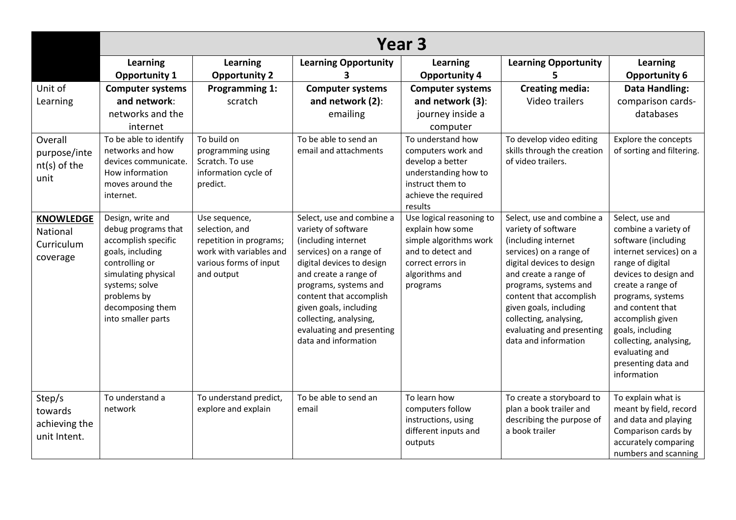| | Year 3 | | | | | |
|---|---|---|---|---|---|---|
| | **Learning Opportunity 1** | **Learning Opportunity 2** | **Learning Opportunity 3** | **Learning Opportunity 4** | **Learning Opportunity 5** | **Learning Opportunity 6** |
| Unit of Learning | **Computer systems and network**: networks and the internet | **Programming 1:** scratch | **Computer systems and network (2)**: emailing | **Computer systems and network (3)**: journey inside a computer | **Creating media:** Video trailers | **Data Handling:** comparison cards- databases |
| Overall purpose/intent(s) of the unit | To be able to identify networks and how devices communicate. How information moves around the internet. | To build on programming using Scratch. To use information cycle of predict. | To be able to send an email and attachments | To understand how computers work and develop a better understanding how to instruct them to achieve the required results | To develop video editing skills through the creation of video trailers. | Explore the concepts of sorting and filtering. |
| **KNOWLEDGE** National Curriculum coverage | Design, write and debug programs that accomplish specific goals, including controlling or simulating physical systems; solve problems by decomposing them into smaller parts | Use sequence, selection, and repetition in programs; work with variables and various forms of input and output | Select, use and combine a variety of software (including internet services) on a range of digital devices to design and create a range of programs, systems and content that accomplish given goals, including collecting, analysing, evaluating and presenting data and information | Use logical reasoning to explain how some simple algorithms work and to detect and correct errors in algorithms and programs | Select, use and combine a variety of software (including internet services) on a range of digital devices to design and create a range of programs, systems and content that accomplish given goals, including collecting, analysing, evaluating and presenting data and information | Select, use and combine a variety of software (including internet services) on a range of digital devices to design and create a range of programs, systems and content that accomplish given goals, including collecting, analysing, evaluating and presenting data and information |
| Step/s towards achieving the unit Intent. | To understand a network | To understand predict, explore and explain | To be able to send an email | To learn how computers follow instructions, using different inputs and outputs | To create a storyboard to plan a book trailer and describing the purpose of a book trailer | To explain what is meant by field, record and data and playing Comparison cards by accurately comparing numbers and scanning |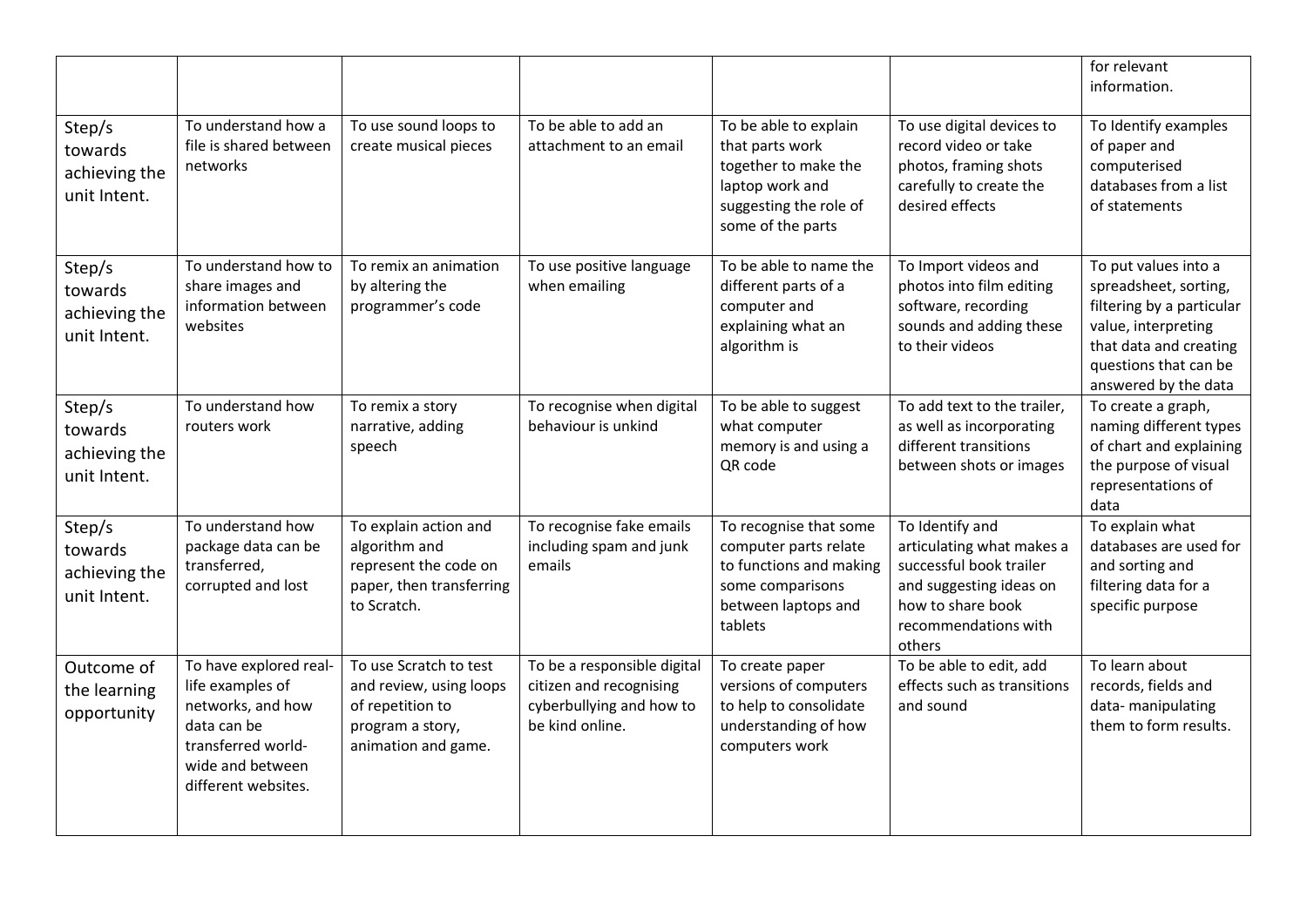| | | | | | | |
|---|---|---|---|---|---|---|
| | | | | | | for relevant information. |
| Step/s towards achieving the unit Intent. | To understand how a file is shared between networks | To use sound loops to create musical pieces | To be able to add an attachment to an email | To be able to explain that parts work together to make the laptop work and suggesting the role of some of the parts | To use digital devices to record video or take photos, framing shots carefully to create the desired effects | To Identify examples of paper and computerised databases from a list of statements |
| Step/s towards achieving the unit Intent. | To understand how to share images and information between websites | To remix an animation by altering the programmer's code | To use positive language when emailing | To be able to name the different parts of a computer and explaining what an algorithm is | To Import videos and photos into film editing software, recording sounds and adding these to their videos | To put values into a spreadsheet, sorting, filtering by a particular value, interpreting that data and creating questions that can be answered by the data |
| Step/s towards achieving the unit Intent. | To understand how routers work | To remix a story narrative, adding speech | To recognise when digital behaviour is unkind | To be able to suggest what computer memory is and using a QR code | To add text to the trailer, as well as incorporating different transitions between shots or images | To create a graph, naming different types of chart and explaining the purpose of visual representations of data |
| Step/s towards achieving the unit Intent. | To understand how package data can be transferred, corrupted and lost | To explain action and algorithm and represent the code on paper, then transferring to Scratch. | To recognise fake emails including spam and junk emails | To recognise that some computer parts relate to functions and making some comparisons between laptops and tablets | To Identify and articulating what makes a successful book trailer and suggesting ideas on how to share book recommendations with others | To explain what databases are used for and sorting and filtering data for a specific purpose |
| Outcome of the learning opportunity | To have explored real-life examples of networks, and how data can be transferred world-wide and between different websites. | To use Scratch to test and review, using loops of repetition to program a story, animation and game. | To be a responsible digital citizen and recognising cyberbullying and how to be kind online. | To create paper versions of computers to help to consolidate understanding of how computers work | To be able to edit, add effects such as transitions and sound | To learn about records, fields and data- manipulating them to form results. |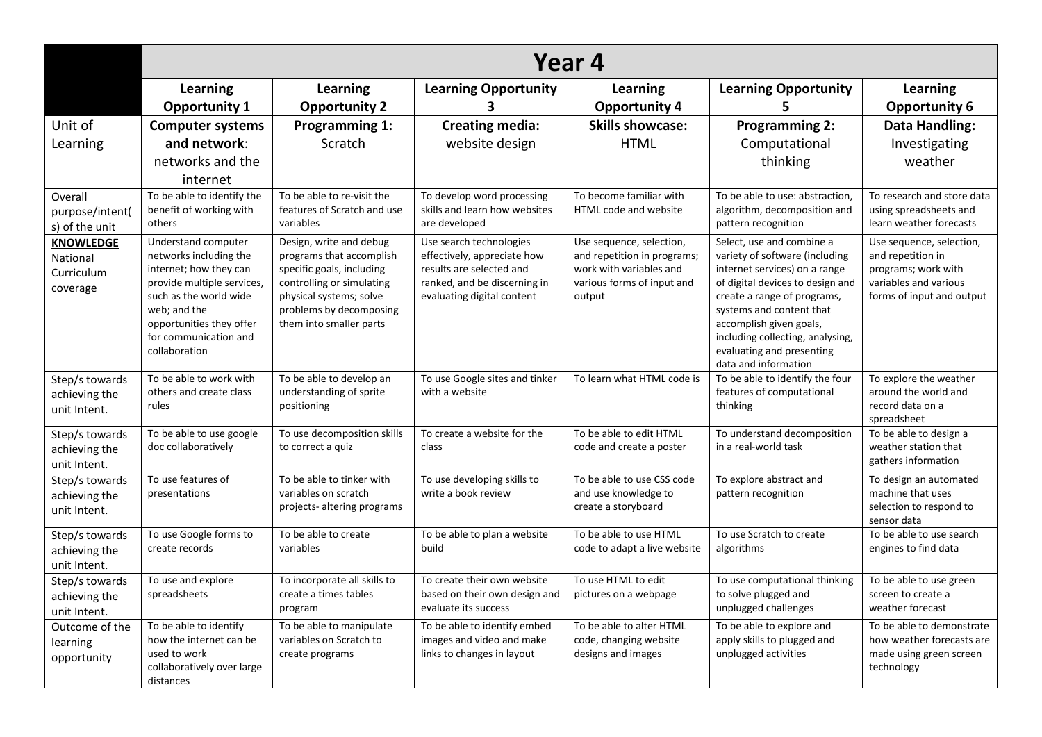| | Year 4 | | | | | |
|---|---|---|---|---|---|---|
| | **Learning Opportunity 1** | **Learning Opportunity 2** | **Learning Opportunity 3** | **Learning Opportunity 4** | **Learning Opportunity 5** | **Learning Opportunity 6** |
| Unit of Learning | **Computer systems and network**: networks and the internet | **Programming 1:** Scratch | **Creating media:** website design | **Skills showcase:** HTML | **Programming 2:** Computational thinking | **Data Handling:** Investigating weather |
| Overall purpose/intent(s) of the unit | To be able to identify the benefit of working with others | To be able to re-visit the features of Scratch and use variables | To develop word processing skills and learn how websites are developed | To become familiar with HTML code and website | To be able to use: abstraction, algorithm, decomposition and pattern recognition | To research and store data using spreadsheets and learn weather forecasts |
| **KNOWLEDGE** National Curriculum coverage | Understand computer networks including the internet; how they can provide multiple services, such as the world wide web; and the opportunities they offer for communication and collaboration | Design, write and debug programs that accomplish specific goals, including controlling or simulating physical systems; solve problems by decomposing them into smaller parts | Use search technologies effectively, appreciate how results are selected and ranked, and be discerning in evaluating digital content | Use sequence, selection, and repetition in programs; work with variables and various forms of input and output | Select, use and combine a variety of software (including internet services) on a range of digital devices to design and create a range of programs, systems and content that accomplish given goals, including collecting, analysing, evaluating and presenting data and information | Use sequence, selection, and repetition in programs; work with variables and various forms of input and output |
| Step/s towards achieving the unit Intent. | To be able to work with others and create class rules | To be able to develop an understanding of sprite positioning | To use Google sites and tinker with a website | To learn what HTML code is | To be able to identify the four features of computational thinking | To explore the weather around the world and record data on a spreadsheet |
| Step/s towards achieving the unit Intent. | To be able to use google doc collaboratively | To use decomposition skills to correct a quiz | To create a website for the class | To be able to edit HTML code and create a poster | To understand decomposition in a real-world task | To be able to design a weather station that gathers information |
| Step/s towards achieving the unit Intent. | To use features of presentations | To be able to tinker with variables on scratch projects- altering programs | To use developing skills to write a book review | To be able to use CSS code and use knowledge to create a storyboard | To explore abstract and pattern recognition | To design an automated machine that uses selection to respond to sensor data |
| Step/s towards achieving the unit Intent. | To use Google forms to create records | To be able to create variables | To be able to plan a website build | To be able to use HTML code to adapt a live website | To use Scratch to create algorithms | To be able to use search engines to find data |
| Step/s towards achieving the unit Intent. | To use and explore spreadsheets | To incorporate all skills to create a times tables program | To create their own website based on their own design and evaluate its success | To use HTML to edit pictures on a webpage | To use computational thinking to solve plugged and unplugged challenges | To be able to use green screen to create a weather forecast |
| Outcome of the learning opportunity | To be able to identify how the internet can be used to work collaboratively over large distances | To be able to manipulate variables on Scratch to create programs | To be able to identify embed images and video and make links to changes in layout | To be able to alter HTML code, changing website designs and images | To be able to explore and apply skills to plugged and unplugged activities | To be able to demonstrate how weather forecasts are made using green screen technology |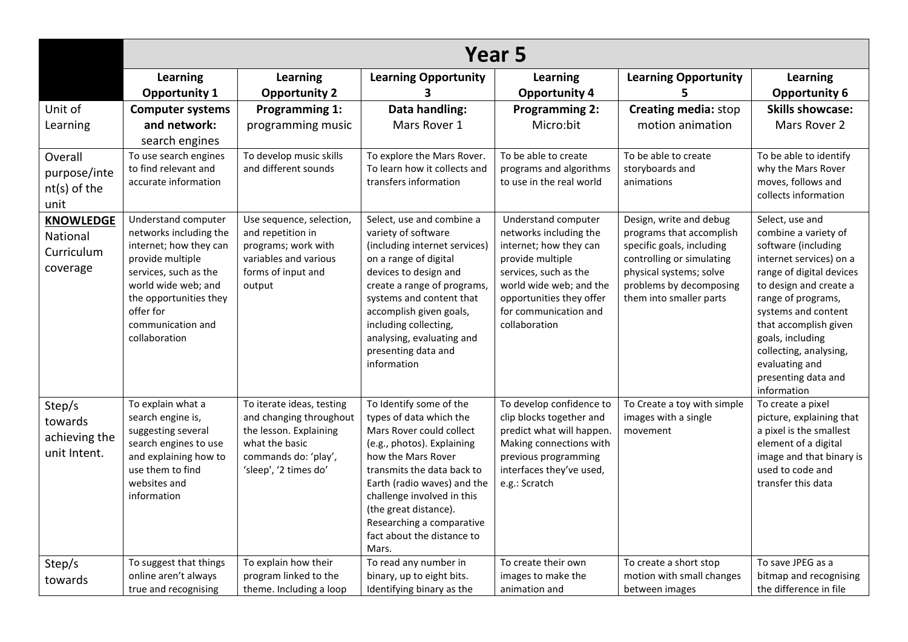| | Year 5 | | | | | |
|---|---|---|---|---|---|---|
| | **Learning Opportunity 1** | **Learning Opportunity 2** | **Learning Opportunity 3** | **Learning Opportunity 4** | **Learning Opportunity 5** | **Learning Opportunity 6** |
| Unit of Learning | **Computer systems and network:** search engines | **Programming 1:** programming music | **Data handling:** Mars Rover 1 | **Programming 2:** Micro:bit | **Creating media:** stop motion animation | **Skills showcase:** Mars Rover 2 |
| Overall purpose/intent(s) of the unit | To use search engines to find relevant and accurate information | To develop music skills and different sounds | To explore the Mars Rover. To learn how it collects and transfers information | To be able to create programs and algorithms to use in the real world | To be able to create storyboards and animations | To be able to identify why the Mars Rover moves, follows and collects information |
| **KNOWLEDGE** National Curriculum coverage | Understand computer networks including the internet; how they can provide multiple services, such as the world wide web; and the opportunities they offer for communication and collaboration | Use sequence, selection, and repetition in programs; work with variables and various forms of input and output | Select, use and combine a variety of software (including internet services) on a range of digital devices to design and create a range of programs, systems and content that accomplish given goals, including collecting, analysing, evaluating and presenting data and information | Understand computer networks including the internet; how they can provide multiple services, such as the world wide web; and the opportunities they offer for communication and collaboration | Design, write and debug programs that accomplish specific goals, including controlling or simulating physical systems; solve problems by decomposing them into smaller parts | Select, use and combine a variety of software (including internet services) on a range of digital devices to design and create a range of programs, systems and content that accomplish given goals, including collecting, analysing, evaluating and presenting data and information |
| Step/s towards achieving the unit Intent. | To explain what a search engine is, suggesting several search engines to use and explaining how to use them to find websites and information | To iterate ideas, testing and changing throughout the lesson. Explaining what the basic commands do: 'play', 'sleep', '2 times do' | To Identify some of the types of data which the Mars Rover could collect (e.g., photos). Explaining how the Mars Rover transmits the data back to Earth (radio waves) and the challenge involved in this (the great distance). Researching a comparative fact about the distance to Mars. | To develop confidence to clip blocks together and predict what will happen. Making connections with previous programming interfaces they've used, e.g.: Scratch | To Create a toy with simple images with a single movement | To create a pixel picture, explaining that a pixel is the smallest element of a digital image and that binary is used to code and transfer this data |
| Step/s towards | To suggest that things online aren't always true and recognising | To explain how their program linked to the theme. Including a loop | To read any number in binary, up to eight bits. Identifying binary as the | To create their own images to make the animation and | To create a short stop motion with small changes between images | To save JPEG as a bitmap and recognising the difference in file |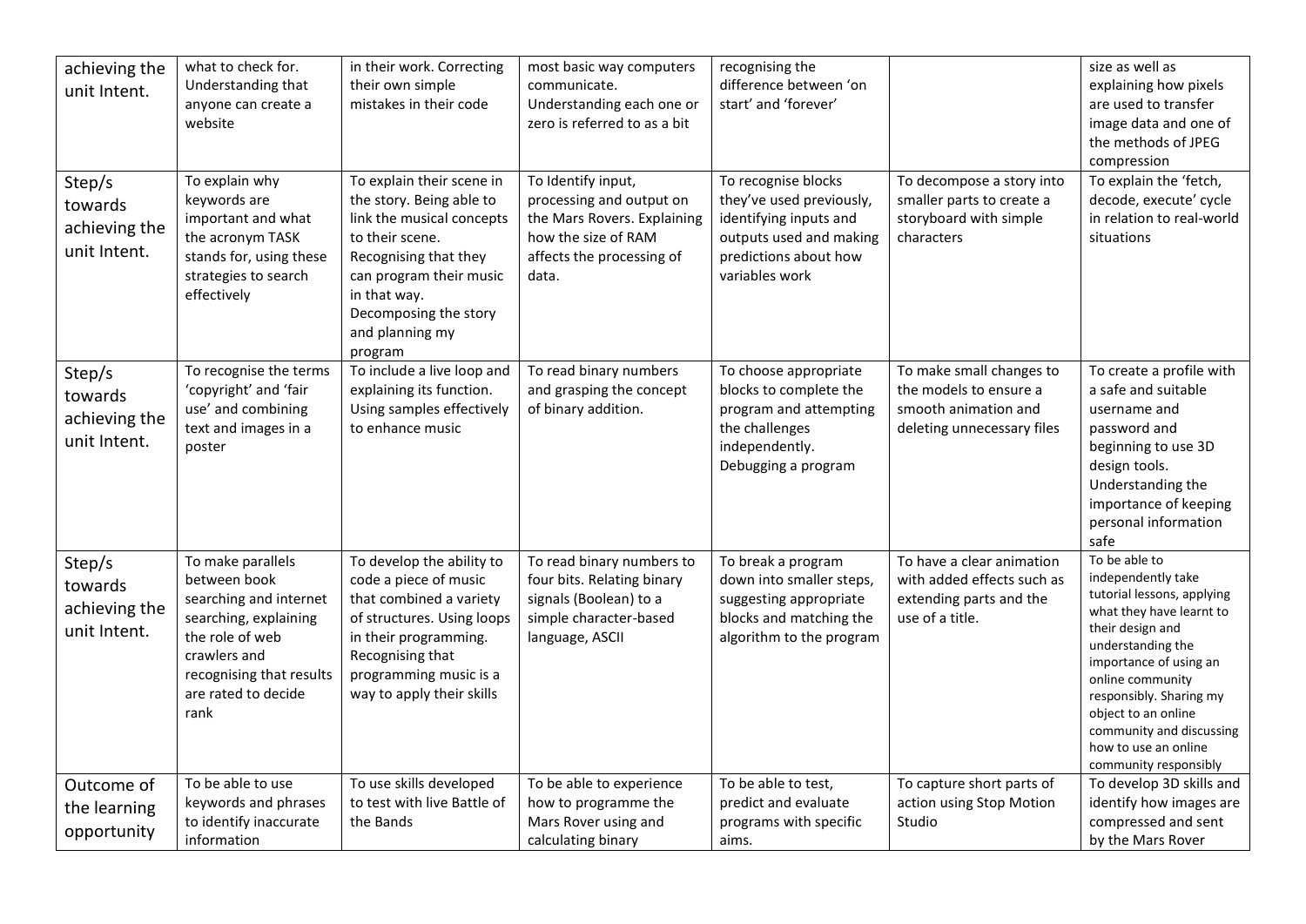| achieving the unit Intent. | what to check for. Understanding that anyone can create a website | in their work. Correcting their own simple mistakes in their code | most basic way computers communicate. Understanding each one or zero is referred to as a bit | recognising the difference between 'on start' and 'forever' | | size as well as explaining how pixels are used to transfer image data and one of the methods of JPEG compression |
|---|---|---|---|---|---|---|
| Step/s towards achieving the unit Intent. | To explain why keywords are important and what the acronym TASK stands for, using these strategies to search effectively | To explain their scene in the story. Being able to link the musical concepts to their scene. Recognising that they can program their music in that way. Decomposing the story and planning my program | To Identify input, processing and output on the Mars Rovers. Explaining how the size of RAM affects the processing of data. | To recognise blocks they've used previously, identifying inputs and outputs used and making predictions about how variables work | To decompose a story into smaller parts to create a storyboard with simple characters | To explain the 'fetch, decode, execute' cycle in relation to real-world situations |
| Step/s towards achieving the unit Intent. | To recognise the terms 'copyright' and 'fair use' and combining text and images in a poster | To include a live loop and explaining its function. Using samples effectively to enhance music | To read binary numbers and grasping the concept of binary addition. | To choose appropriate blocks to complete the program and attempting the challenges independently. Debugging a program | To make small changes to the models to ensure a smooth animation and deleting unnecessary files | To create a profile with a safe and suitable username and password and beginning to use 3D design tools. Understanding the importance of keeping personal information safe |
| Step/s towards achieving the unit Intent. | To make parallels between book searching and internet searching, explaining the role of web crawlers and recognising that results are rated to decide rank | To develop the ability to code a piece of music that combined a variety of structures. Using loops in their programming. Recognising that programming music is a way to apply their skills | To read binary numbers to four bits. Relating binary signals (Boolean) to a simple character-based language, ASCII | To break a program down into smaller steps, suggesting appropriate blocks and matching the algorithm to the program | To have a clear animation with added effects such as extending parts and the use of a title. | To be able to independently take tutorial lessons, applying what they have learnt to their design and understanding the importance of using an online community responsibly. Sharing my object to an online community and discussing how to use an online community responsibly |
| Outcome of the learning opportunity | To be able to use keywords and phrases to identify inaccurate information | To use skills developed to test with live Battle of the Bands | To be able to experience how to programme the Mars Rover using and calculating binary | To be able to test, predict and evaluate programs with specific aims. | To capture short parts of action using Stop Motion Studio | To develop 3D skills and identify how images are compressed and sent by the Mars Rover |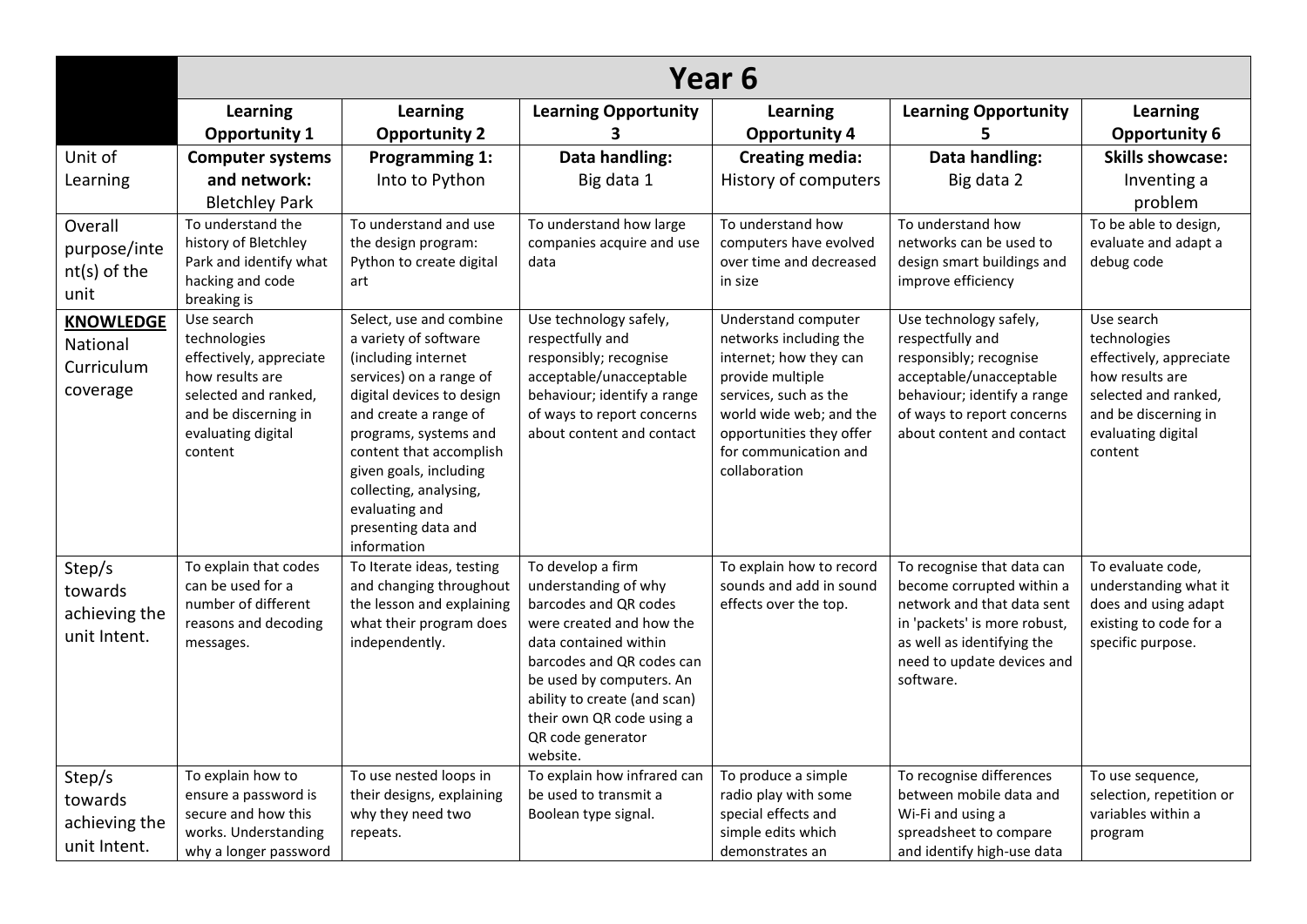| | Year 6 | | | | | |
|---|---|---|---|---|---|---|
| | **Learning Opportunity 1** | **Learning Opportunity 2** | **Learning Opportunity 3** | **Learning Opportunity 4** | **Learning Opportunity 5** | **Learning Opportunity 6** |
| Unit of Learning | **Computer systems and network:** Bletchley Park | **Programming 1:** Into to Python | **Data handling:** Big data 1 | **Creating media:** History of computers | **Data handling:** Big data 2 | **Skills showcase:** Inventing a problem |
| Overall purpose/intent(s) of the unit | To understand the history of Bletchley Park and identify what hacking and code breaking is | To understand and use the design program: Python to create digital art | To understand how large companies acquire and use data | To understand how computers have evolved over time and decreased in size | To understand how networks can be used to design smart buildings and improve efficiency | To be able to design, evaluate and adapt a debug code |
| **KNOWLEDGE** National Curriculum coverage | Use search technologies effectively, appreciate how results are selected and ranked, and be discerning in evaluating digital content | Select, use and combine a variety of software (including internet services) on a range of digital devices to design and create a range of programs, systems and content that accomplish given goals, including collecting, analysing, evaluating and presenting data and information | Use technology safely, respectfully and responsibly; recognise acceptable/unacceptable behaviour; identify a range of ways to report concerns about content and contact | Understand computer networks including the internet; how they can provide multiple services, such as the world wide web; and the opportunities they offer for communication and collaboration | Use technology safely, respectfully and responsibly; recognise acceptable/unacceptable behaviour; identify a range of ways to report concerns about content and contact | Use search technologies effectively, appreciate how results are selected and ranked, and be discerning in evaluating digital content |
| Step/s towards achieving the unit Intent. | To explain that codes can be used for a number of different reasons and decoding messages. | To Iterate ideas, testing and changing throughout the lesson and explaining what their program does independently. | To develop a firm understanding of why barcodes and QR codes were created and how the data contained within barcodes and QR codes can be used by computers. An ability to create (and scan) their own QR code using a QR code generator website. | To explain how to record sounds and add in sound effects over the top. | To recognise that data can become corrupted within a network and that data sent in 'packets' is more robust, as well as identifying the need to update devices and software. | To evaluate code, understanding what it does and using adapt existing to code for a specific purpose. |
| Step/s towards achieving the unit Intent. | To explain how to ensure a password is secure and how this works. Understanding why a longer password | To use nested loops in their designs, explaining why they need two repeats. | To explain how infrared can be used to transmit a Boolean type signal. | To produce a simple radio play with some special effects and simple edits which demonstrates an | To recognise differences between mobile data and Wi-Fi and using a spreadsheet to compare and identify high-use data | To use sequence, selection, repetition or variables within a program |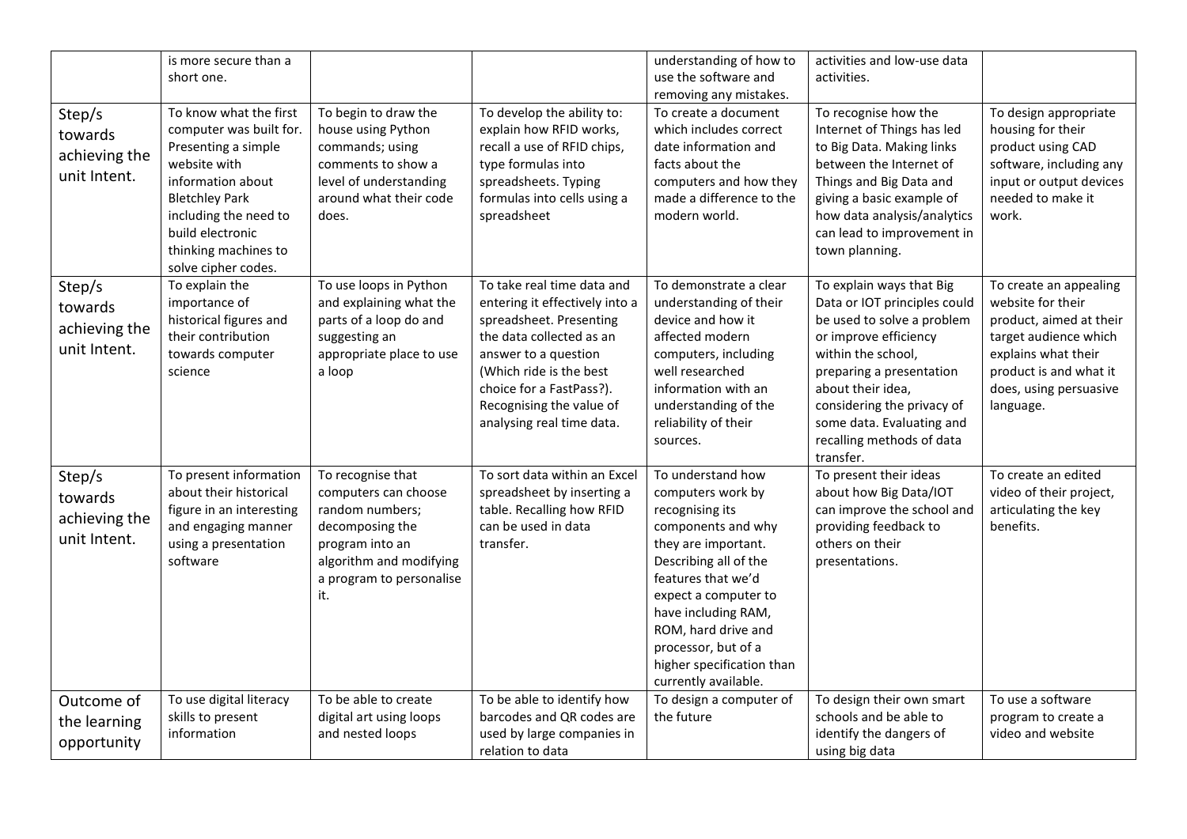| | | | | | | |
|---|---|---|---|---|---|---|
| | is more secure than a short one. | | | understanding of how to use the software and removing any mistakes. | activities and low-use data activities. | |
| Step/s towards achieving the unit Intent. | To know what the first computer was built for. Presenting a simple website with information about Bletchley Park including the need to build electronic thinking machines to solve cipher codes. | To begin to draw the house using Python commands; using comments to show a level of understanding around what their code does. | To develop the ability to: explain how RFID works, recall a use of RFID chips, type formulas into spreadsheets. Typing formulas into cells using a spreadsheet | To create a document which includes correct date information and facts about the computers and how they made a difference to the modern world. | To recognise how the Internet of Things has led to Big Data. Making links between the Internet of Things and Big Data and giving a basic example of how data analysis/analytics can lead to improvement in town planning. | To design appropriate housing for their product using CAD software, including any input or output devices needed to make it work. |
| Step/s towards achieving the unit Intent. | To explain the importance of historical figures and their contribution towards computer science | To use loops in Python and explaining what the parts of a loop do and suggesting an appropriate place to use a loop | To take real time data and entering it effectively into a spreadsheet. Presenting the data collected as an answer to a question (Which ride is the best choice for a FastPass?). Recognising the value of analysing real time data. | To demonstrate a clear understanding of their device and how it affected modern computers, including well researched information with an understanding of the reliability of their sources. | To explain ways that Big Data or IOT principles could be used to solve a problem or improve efficiency within the school, preparing a presentation about their idea, considering the privacy of some data. Evaluating and recalling methods of data transfer. | To create an appealing website for their product, aimed at their target audience which explains what their product is and what it does, using persuasive language. |
| Step/s towards achieving the unit Intent. | To present information about their historical figure in an interesting and engaging manner using a presentation software | To recognise that computers can choose random numbers; decomposing the program into an algorithm and modifying a program to personalise it. | To sort data within an Excel spreadsheet by inserting a table. Recalling how RFID can be used in data transfer. | To understand how computers work by recognising its components and why they are important. Describing all of the features that we'd expect a computer to have including RAM, ROM, hard drive and processor, but of a higher specification than currently available. | To present their ideas about how Big Data/IOT can improve the school and providing feedback to others on their presentations. | To create an edited video of their project, articulating the key benefits. |
| Outcome of the learning opportunity | To use digital literacy skills to present information | To be able to create digital art using loops and nested loops | To be able to identify how barcodes and QR codes are used by large companies in relation to data | To design a computer of the future | To design their own smart schools and be able to identify the dangers of using big data | To use a software program to create a video and website |